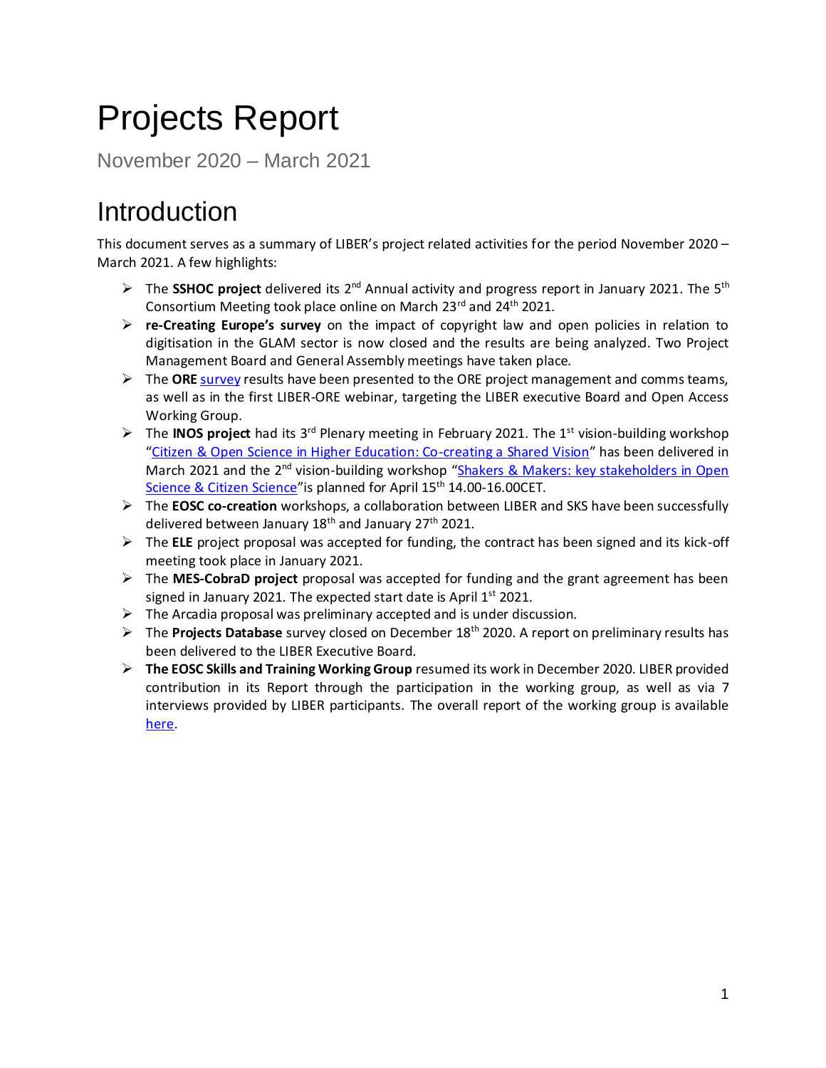# Projects Report

November 2020 – March 2021

## Introduction

This document serves as a summary of LIBER's project related activities for the period November 2020 – March 2021. A few highlights:

- The **SSHOC project** delivered its 2nd Annual activity and progress report in January 2021. The 5th Consortium Meeting took place online on March 23rd and 24th 2021.
- **re-Creating Europe's survey** on the impact of copyright law and open policies in relation to digitisation in the GLAM sector is now closed and the results are being analyzed. Two Project Management Board and General Assembly meetings have taken place.
- The **ORE** [survey](survey) results have been presented to the ORE project management and comms teams, as well as in the first LIBER-ORE webinar, targeting the LIBER executive Board and Open Access Working Group.
- The **INOS project** had its 3rd Plenary meeting in February 2021. The 1st vision-building workshop "[Citizen & Open Science in Higher Education: Co-creating a Shared Vision](Citizen & Open Science in Higher Education: Co-creating a Shared Vision)" has been delivered in March 2021 and the 2nd vision-building workshop "[Shakers & Makers: key stakeholders in Open Science & Citizen Science](Shakers & Makers: key stakeholders in Open Science & Citizen Science)"is planned for April 15th 14.00-16.00CET.
- The **EOSC co-creation** workshops, a collaboration between LIBER and SKS have been successfully delivered between January 18th and January 27th 2021.
- The **ELE** project proposal was accepted for funding, the contract has been signed and its kick-off meeting took place in January 2021.
- The **MES-CobraD project** proposal was accepted for funding and the grant agreement has been signed in January 2021. The expected start date is April 1st 2021.
- The Arcadia proposal was preliminary accepted and is under discussion.
- The **Projects Database** survey closed on December 18th 2020. A report on preliminary results has been delivered to the LIBER Executive Board.
- **The EOSC Skills and Training Working Group** resumed its work in December 2020. LIBER provided contribution in its Report through the participation in the working group, as well as via 7 interviews provided by LIBER participants. The overall report of the working group is available [here](here).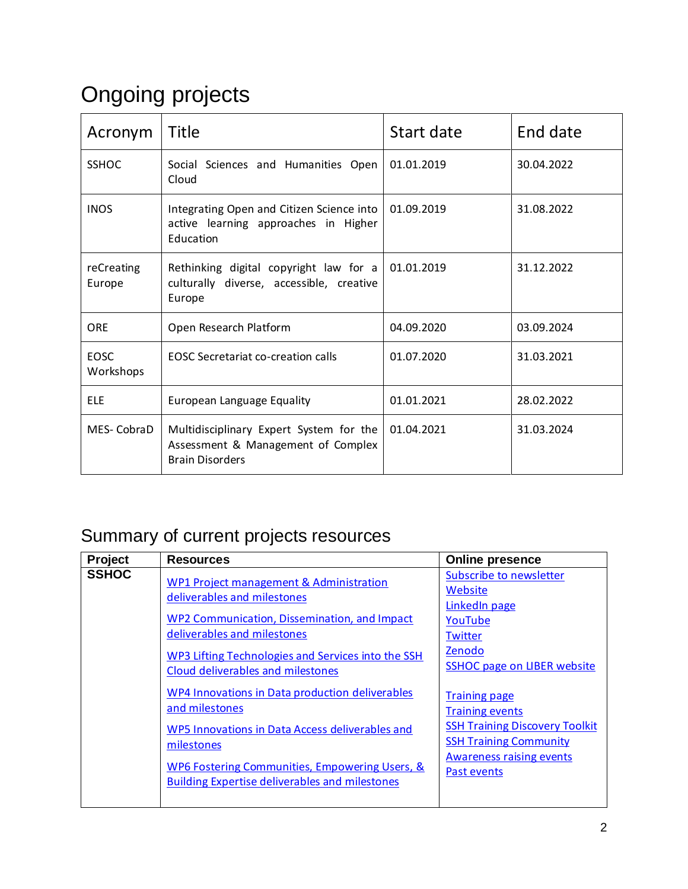## Ongoing projects

| Acronym | Title | Start date | End date |
|---|---|---|---|
| SSHOC | Social Sciences and Humanities Open Cloud | 01.01.2019 | 30.04.2022 |
| INOS | Integrating Open and Citizen Science into active learning approaches in Higher Education | 01.09.2019 | 31.08.2022 |
| reCreating Europe | Rethinking digital copyright law for a culturally diverse, accessible, creative Europe | 01.01.2019 | 31.12.2022 |
| ORE | Open Research Platform | 04.09.2020 | 03.09.2024 |
| EOSC Workshops | EOSC Secretariat co-creation calls | 01.07.2020 | 31.03.2021 |
| ELE | European Language Equality | 01.01.2021 | 28.02.2022 |
| MES- CobraD | Multidisciplinary Expert System for the Assessment & Management of Complex Brain Disorders | 01.04.2021 | 31.03.2024 |

## Summary of current projects resources

| Project | Resources | Online presence |
|---|---|---|
| **SSHOC** | WP1 Project management & Administration deliverables and milestones<br><br>WP2 Communication, Dissemination, and Impact deliverables and milestones<br><br>WP3 Lifting Technologies and Services into the SSH Cloud deliverables and milestones<br><br>WP4 Innovations in Data production deliverables and milestones<br><br>WP5 Innovations in Data Access deliverables and milestones<br><br>WP6 Fostering Communities, Empowering Users, & Building Expertise deliverables and milestones | Subscribe to newsletter<br>Website<br>LinkedIn page<br>YouTube<br>Twitter<br>Zenodo<br>SSHOC page on LIBER website<br><br>Training page<br>Training events<br>SSH Training Discovery Toolkit<br>SSH Training Community<br>Awareness raising events<br>Past events |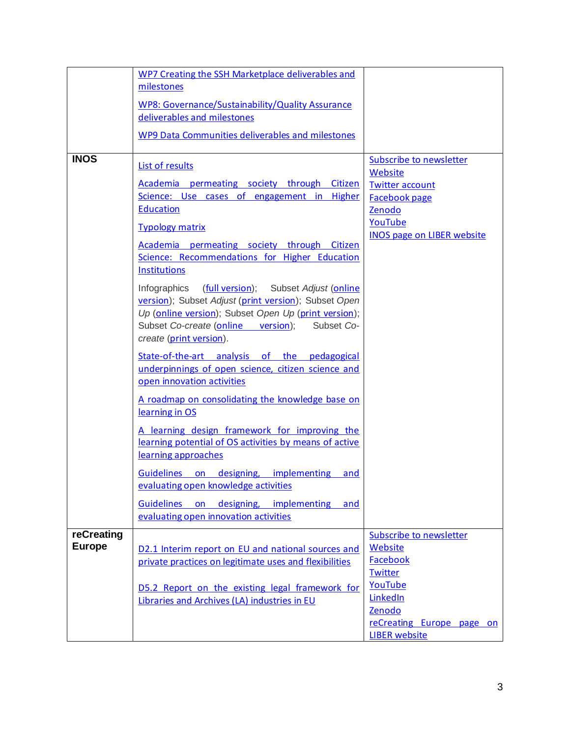| | | |
|---|---|---|
| | WP7 Creating the SSH Marketplace deliverables and milestones<br><br>WP8: Governance/Sustainability/Quality Assurance deliverables and milestones<br><br>WP9 Data Communities deliverables and milestones | |
| **INOS** | List of results<br><br>Academia permeating society through Citizen Science: Use cases of engagement in Higher Education<br><br>Typology matrix<br><br>Academia permeating society through Citizen Science: Recommendations for Higher Education Institutions<br><br>Infographics (full version); Subset *Adjust* (online version); Subset *Adjust* (print version); Subset *Open Up* (online version); Subset *Open Up* (print version); Subset *Co-create* (online version); Subset *Co-create* (print version).<br><br>State-of-the-art analysis of the pedagogical underpinnings of open science, citizen science and open innovation activities<br><br>A roadmap on consolidating the knowledge base on learning in OS<br><br>A learning design framework for improving the learning potential of OS activities by means of active learning approaches<br><br>Guidelines on designing, implementing and evaluating open knowledge activities<br><br>Guidelines on designing, implementing and evaluating open innovation activities | Subscribe to newsletter<br>Website<br>Twitter account<br>Facebook page<br>Zenodo<br>YouTube<br>INOS page on LIBER website |
| **reCreating Europe** | D2.1 Interim report on EU and national sources and private practices on legitimate uses and flexibilities<br><br>D5.2 Report on the existing legal framework for Libraries and Archives (LA) industries in EU | Subscribe to newsletter<br>Website<br>Facebook<br>Twitter<br>YouTube<br>LinkedIn<br>Zenodo<br>reCreating Europe page on LIBER website |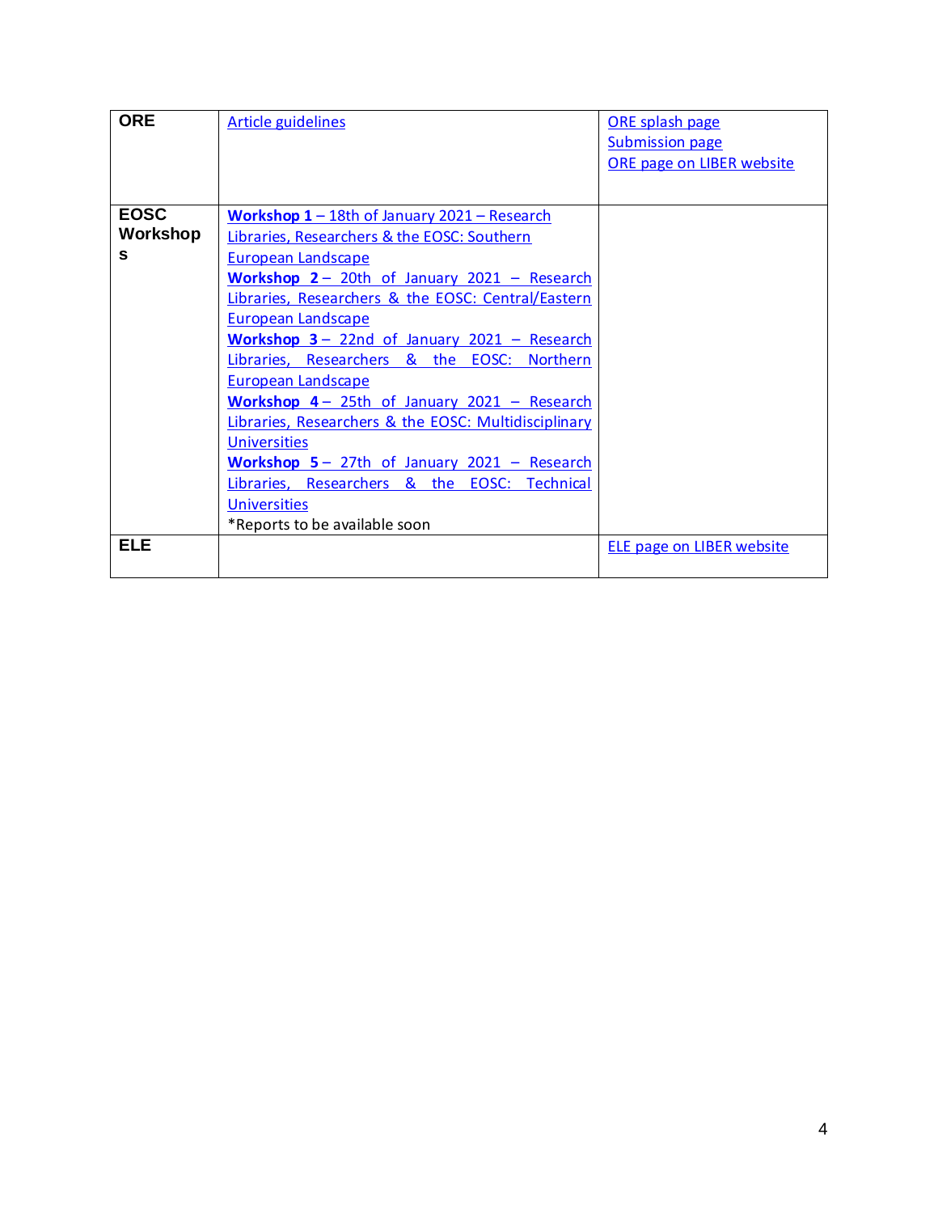| ORE | Article guidelines | ORE splash page<br>Submission page<br>ORE page on LIBER website |
|---|---|---|
| **EOSC Workshops** | **Workshop 1** – 18th of January 2021 – Research Libraries, Researchers & the EOSC: Southern European Landscape<br>**Workshop 2** – 20th of January 2021 – Research Libraries, Researchers & the EOSC: Central/Eastern European Landscape<br>**Workshop 3** – 22nd of January 2021 – Research Libraries, Researchers & the EOSC: Northern European Landscape<br>**Workshop 4** – 25th of January 2021 – Research Libraries, Researchers & the EOSC: Multidisciplinary Universities<br>**Workshop 5** – 27th of January 2021 – Research Libraries, Researchers & the EOSC: Technical Universities<br>*Reports to be available soon | |
| **ELE** | | ELE page on LIBER website |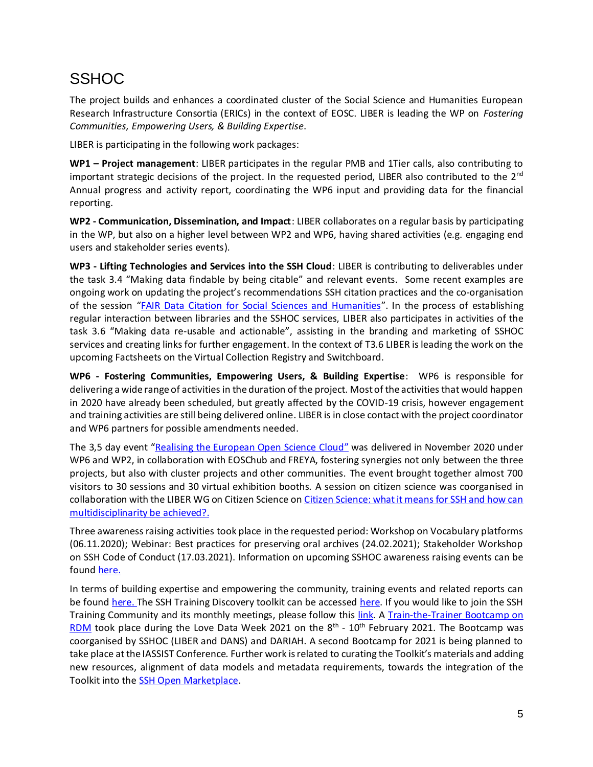# SSHOC

The project builds and enhances a coordinated cluster of the Social Science and Humanities European Research Infrastructure Consortia (ERICs) in the context of EOSC. LIBER is leading the WP on *Fostering Communities, Empowering Users, & Building Expertise*.

LIBER is participating in the following work packages:

**WP1 – Project management**: LIBER participates in the regular PMB and 1Tier calls, also contributing to important strategic decisions of the project. In the requested period, LIBER also contributed to the 2nd Annual progress and activity report, coordinating the WP6 input and providing data for the financial reporting.

**WP2 - Communication, Dissemination, and Impact**: LIBER collaborates on a regular basis by participating in the WP, but also on a higher level between WP2 and WP6, having shared activities (e.g. engaging end users and stakeholder series events).

**WP3 - Lifting Technologies and Services into the SSH Cloud**: LIBER is contributing to deliverables under the task 3.4 "Making data findable by being citable" and relevant events. Some recent examples are ongoing work on updating the project's recommendations SSH citation practices and the co-organisation of the session "FAIR Data Citation for Social Sciences and Humanities". In the process of establishing regular interaction between libraries and the SSHOC services, LIBER also participates in activities of the task 3.6 "Making data re-usable and actionable", assisting in the branding and marketing of SSHOC services and creating links for further engagement. In the context of T3.6 LIBER is leading the work on the upcoming Factsheets on the Virtual Collection Registry and Switchboard.

**WP6 - Fostering Communities, Empowering Users, & Building Expertise**: WP6 is responsible for delivering a wide range of activities in the duration of the project. Most of the activities that would happen in 2020 have already been scheduled, but greatly affected by the COVID-19 crisis, however engagement and training activities are still being delivered online. LIBER is in close contact with the project coordinator and WP6 partners for possible amendments needed.

The 3,5 day event "Realising the European Open Science Cloud" was delivered in November 2020 under WP6 and WP2, in collaboration with EOSChub and FREYA, fostering synergies not only between the three projects, but also with cluster projects and other communities. The event brought together almost 700 visitors to 30 sessions and 30 virtual exhibition booths. A session on citizen science was coorganised in collaboration with the LIBER WG on Citizen Science on Citizen Science: what it means for SSH and how can multidisciplinarity be achieved?.

Three awareness raising activities took place in the requested period: Workshop on Vocabulary platforms (06.11.2020); Webinar: Best practices for preserving oral archives (24.02.2021); Stakeholder Workshop on SSH Code of Conduct (17.03.2021). Information on upcoming SSHOC awareness raising events can be found here.

In terms of building expertise and empowering the community, training events and related reports can be found here. The SSH Training Discovery toolkit can be accessed here. If you would like to join the SSH Training Community and its monthly meetings, please follow this link. A Train-the-Trainer Bootcamp on RDM took place during the Love Data Week 2021 on the 8th - 10th February 2021. The Bootcamp was coorganised by SSHOC (LIBER and DANS) and DARIAH. A second Bootcamp for 2021 is being planned to take place at the IASSIST Conference. Further work is related to curating the Toolkit's materials and adding new resources, alignment of data models and metadata requirements, towards the integration of the Toolkit into the SSH Open Marketplace.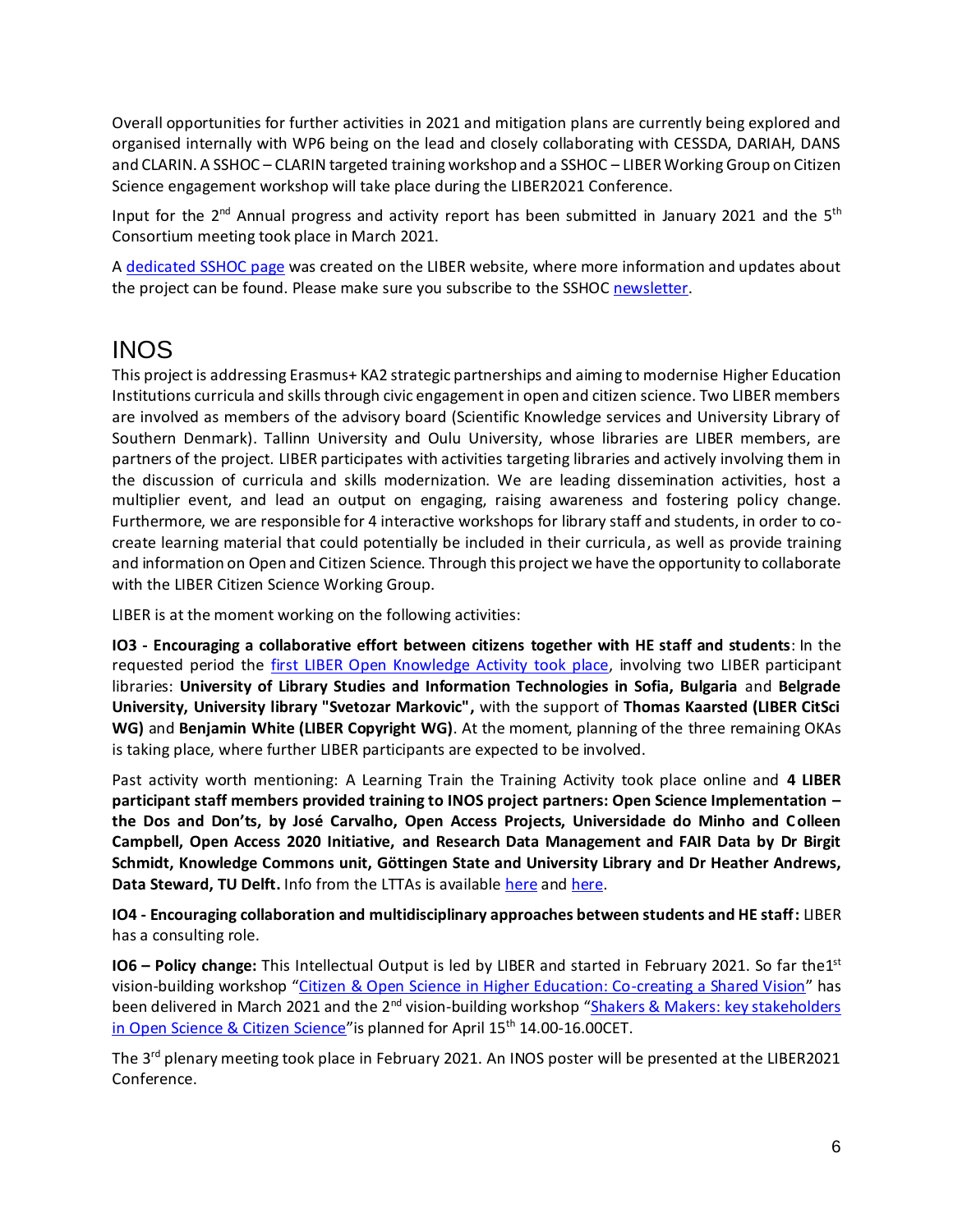Overall opportunities for further activities in 2021 and mitigation plans are currently being explored and organised internally with WP6 being on the lead and closely collaborating with CESSDA, DARIAH, DANS and CLARIN. A SSHOC – CLARIN targeted training workshop and a SSHOC – LIBER Working Group on Citizen Science engagement workshop will take place during the LIBER2021 Conference.

Input for the 2nd Annual progress and activity report has been submitted in January 2021 and the 5th Consortium meeting took place in March 2021.

A dedicated SSHOC page was created on the LIBER website, where more information and updates about the project can be found. Please make sure you subscribe to the SSHOC newsletter.

# INOS

This project is addressing Erasmus+ KA2 strategic partnerships and aiming to modernise Higher Education Institutions curricula and skills through civic engagement in open and citizen science. Two LIBER members are involved as members of the advisory board (Scientific Knowledge services and University Library of Southern Denmark). Tallinn University and Oulu University, whose libraries are LIBER members, are partners of the project. LIBER participates with activities targeting libraries and actively involving them in the discussion of curricula and skills modernization. We are leading dissemination activities, host a multiplier event, and lead an output on engaging, raising awareness and fostering policy change. Furthermore, we are responsible for 4 interactive workshops for library staff and students, in order to co-create learning material that could potentially be included in their curricula, as well as provide training and information on Open and Citizen Science. Through this project we have the opportunity to collaborate with the LIBER Citizen Science Working Group.

LIBER is at the moment working on the following activities:

**IO3 - Encouraging a collaborative effort between citizens together with HE staff and students**: In the requested period the first LIBER Open Knowledge Activity took place, involving two LIBER participant libraries: **University of Library Studies and Information Technologies in Sofia, Bulgaria** and **Belgrade University, University library "Svetozar Markovic"**, with the support of **Thomas Kaarsted (LIBER CitSci WG)** and **Benjamin White (LIBER Copyright WG)**. At the moment, planning of the three remaining OKAs is taking place, where further LIBER participants are expected to be involved.

Past activity worth mentioning: A Learning Train the Training Activity took place online and **4 LIBER participant staff members provided training to INOS project partners: Open Science Implementation – the Dos and Don'ts, by José Carvalho, Open Access Projects, Universidade do Minho and Colleen Campbell, Open Access 2020 Initiative, and Research Data Management and FAIR Data by Dr Birgit Schmidt, Knowledge Commons unit, Göttingen State and University Library and Dr Heather Andrews, Data Steward, TU Delft.** Info from the LTTAs is available here and here.

**IO4 - Encouraging collaboration and multidisciplinary approaches between students and HE staff:** LIBER has a consulting role.

**IO6 – Policy change:** This Intellectual Output is led by LIBER and started in February 2021. So far the1st vision-building workshop "Citizen & Open Science in Higher Education: Co-creating a Shared Vision" has been delivered in March 2021 and the 2nd vision-building workshop "Shakers & Makers: key stakeholders in Open Science & Citizen Science"is planned for April 15th 14.00-16.00CET.

The 3rd plenary meeting took place in February 2021. An INOS poster will be presented at the LIBER2021 Conference.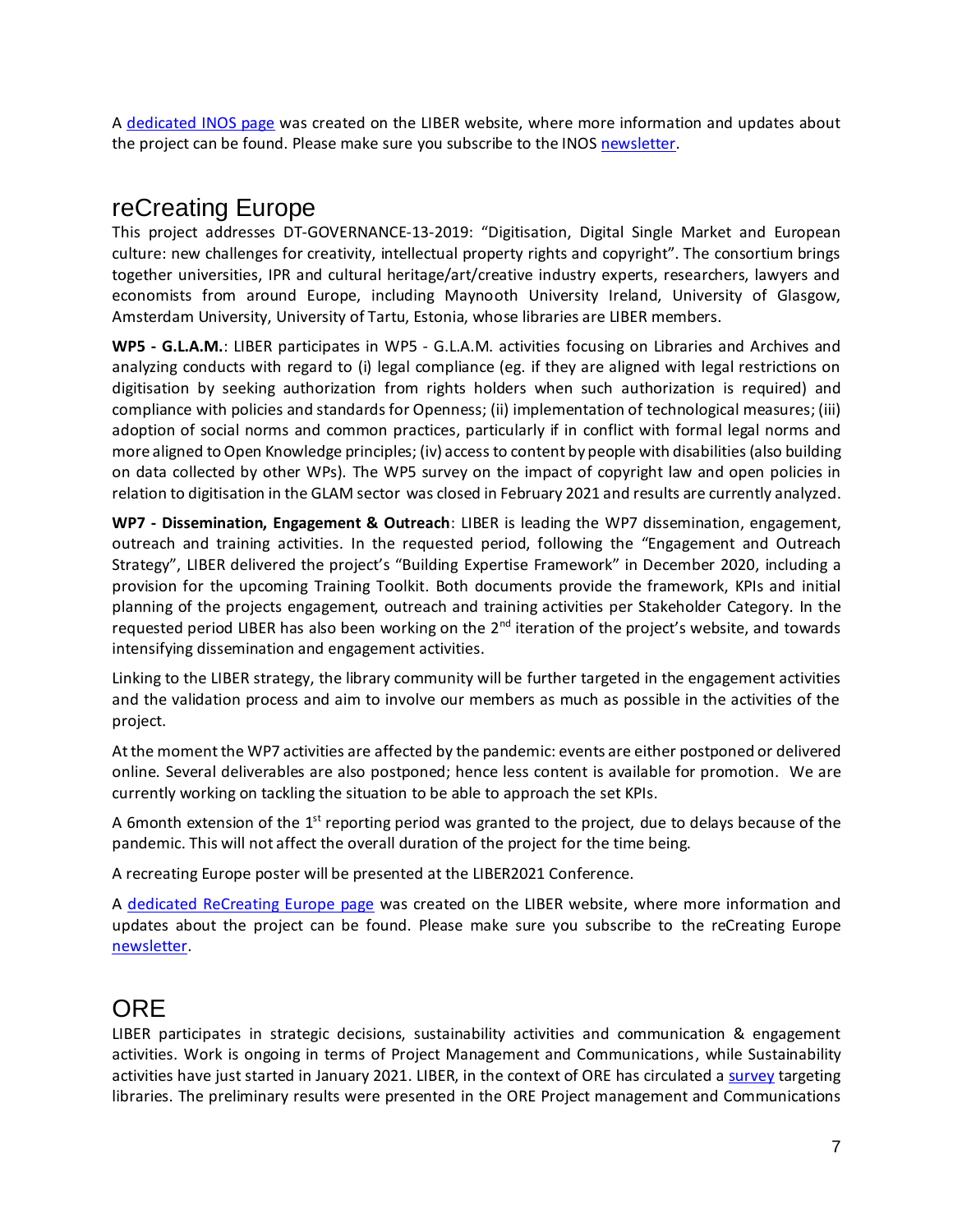A [dedicated INOS page](#) was created on the LIBER website, where more information and updates about the project can be found. Please make sure you subscribe to the INOS [newsletter](#).

## reCreating Europe

This project addresses DT-GOVERNANCE-13-2019: "Digitisation, Digital Single Market and European culture: new challenges for creativity, intellectual property rights and copyright". The consortium brings together universities, IPR and cultural heritage/art/creative industry experts, researchers, lawyers and economists from around Europe, including Maynooth University Ireland, University of Glasgow, Amsterdam University, University of Tartu, Estonia, whose libraries are LIBER members.

**WP5 - G.L.A.M.**: LIBER participates in WP5 - G.L.A.M. activities focusing on Libraries and Archives and analyzing conducts with regard to (i) legal compliance (eg. if they are aligned with legal restrictions on digitisation by seeking authorization from rights holders when such authorization is required) and compliance with policies and standards for Openness; (ii) implementation of technological measures; (iii) adoption of social norms and common practices, particularly if in conflict with formal legal norms and more aligned to Open Knowledge principles; (iv) access to content by people with disabilities (also building on data collected by other WPs). The WP5 survey on the impact of copyright law and open policies in relation to digitisation in the GLAM sector was closed in February 2021 and results are currently analyzed.

**WP7 - Dissemination, Engagement & Outreach**: LIBER is leading the WP7 dissemination, engagement, outreach and training activities. In the requested period, following the "Engagement and Outreach Strategy", LIBER delivered the project's "Building Expertise Framework" in December 2020, including a provision for the upcoming Training Toolkit. Both documents provide the framework, KPIs and initial planning of the projects engagement, outreach and training activities per Stakeholder Category. In the requested period LIBER has also been working on the 2nd iteration of the project's website, and towards intensifying dissemination and engagement activities.

Linking to the LIBER strategy, the library community will be further targeted in the engagement activities and the validation process and aim to involve our members as much as possible in the activities of the project.

At the moment the WP7 activities are affected by the pandemic: events are either postponed or delivered online. Several deliverables are also postponed; hence less content is available for promotion. We are currently working on tackling the situation to be able to approach the set KPIs.

A 6month extension of the 1st reporting period was granted to the project, due to delays because of the pandemic. This will not affect the overall duration of the project for the time being.

A recreating Europe poster will be presented at the LIBER2021 Conference.

A [dedicated ReCreating Europe page](#) was created on the LIBER website, where more information and updates about the project can be found. Please make sure you subscribe to the reCreating Europe [newsletter](#).

## ORE

LIBER participates in strategic decisions, sustainability activities and communication & engagement activities. Work is ongoing in terms of Project Management and Communications, while Sustainability activities have just started in January 2021. LIBER, in the context of ORE has circulated a [survey](#) targeting libraries. The preliminary results were presented in the ORE Project management and Communications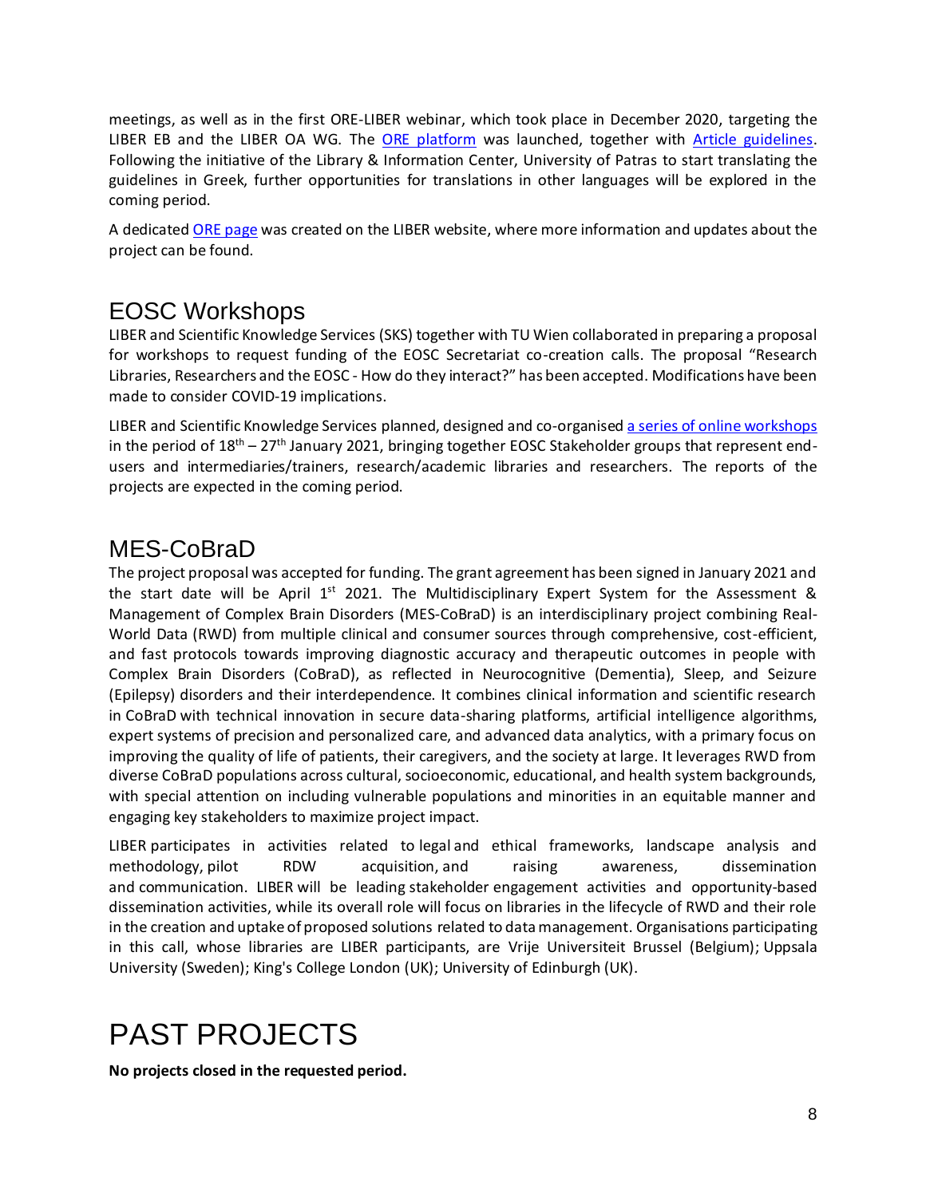meetings, as well as in the first ORE-LIBER webinar, which took place in December 2020, targeting the LIBER EB and the LIBER OA WG. The ORE platform was launched, together with Article guidelines. Following the initiative of the Library & Information Center, University of Patras to start translating the guidelines in Greek, further opportunities for translations in other languages will be explored in the coming period.

A dedicated ORE page was created on the LIBER website, where more information and updates about the project can be found.

## EOSC Workshops

LIBER and Scientific Knowledge Services (SKS) together with TU Wien collaborated in preparing a proposal for workshops to request funding of the EOSC Secretariat co-creation calls. The proposal "Research Libraries, Researchers and the EOSC - How do they interact?" has been accepted. Modifications have been made to consider COVID-19 implications.

LIBER and Scientific Knowledge Services planned, designed and co-organised a series of online workshops in the period of 18th – 27th January 2021, bringing together EOSC Stakeholder groups that represent end-users and intermediaries/trainers, research/academic libraries and researchers. The reports of the projects are expected in the coming period.

## MES-CoBraD

The project proposal was accepted for funding. The grant agreement has been signed in January 2021 and the start date will be April 1st 2021. The Multidisciplinary Expert System for the Assessment & Management of Complex Brain Disorders (MES-CoBraD) is an interdisciplinary project combining Real-World Data (RWD) from multiple clinical and consumer sources through comprehensive, cost-efficient, and fast protocols towards improving diagnostic accuracy and therapeutic outcomes in people with Complex Brain Disorders (CoBraD), as reflected in Neurocognitive (Dementia), Sleep, and Seizure (Epilepsy) disorders and their interdependence. It combines clinical information and scientific research in CoBraD with technical innovation in secure data-sharing platforms, artificial intelligence algorithms, expert systems of precision and personalized care, and advanced data analytics, with a primary focus on improving the quality of life of patients, their caregivers, and the society at large. It leverages RWD from diverse CoBraD populations across cultural, socioeconomic, educational, and health system backgrounds, with special attention on including vulnerable populations and minorities in an equitable manner and engaging key stakeholders to maximize project impact.

LIBER participates in activities related to legal and ethical frameworks, landscape analysis and methodology, pilot RDW acquisition, and raising awareness, dissemination and communication. LIBER will be leading stakeholder engagement activities and opportunity-based dissemination activities, while its overall role will focus on libraries in the lifecycle of RWD and their role in the creation and uptake of proposed solutions related to data management. Organisations participating in this call, whose libraries are LIBER participants, are Vrije Universiteit Brussel (Belgium); Uppsala University (Sweden); King's College London (UK); University of Edinburgh (UK).

# PAST PROJECTS

**No projects closed in the requested period.**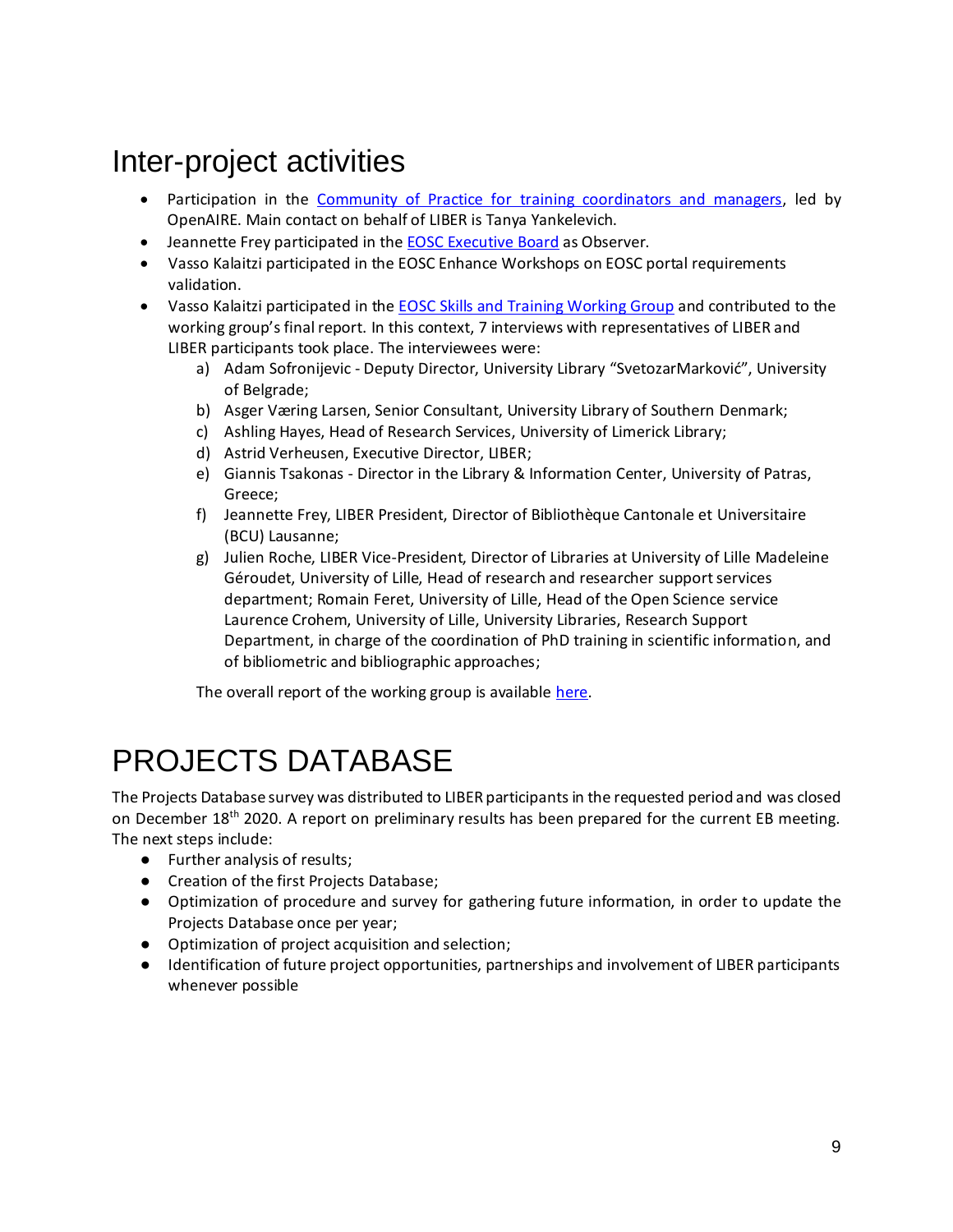# Inter-project activities

- Participation in the Community of Practice for training coordinators and managers, led by OpenAIRE. Main contact on behalf of LIBER is Tanya Yankelevich.
- Jeannette Frey participated in the EOSC Executive Board as Observer.
- Vasso Kalaitzi participated in the EOSC Enhance Workshops on EOSC portal requirements validation.
- Vasso Kalaitzi participated in the EOSC Skills and Training Working Group and contributed to the working group's final report. In this context, 7 interviews with representatives of LIBER and LIBER participants took place. The interviewees were:
  a) Adam Sofronijevic - Deputy Director, University Library "SvetozarMarković", University of Belgrade;
  b) Asger Væring Larsen, Senior Consultant, University Library of Southern Denmark;
  c) Ashling Hayes, Head of Research Services, University of Limerick Library;
  d) Astrid Verheusen, Executive Director, LIBER;
  e) Giannis Tsakonas - Director in the Library & Information Center, University of Patras, Greece;
  f) Jeannette Frey, LIBER President, Director of Bibliothèque Cantonale et Universitaire (BCU) Lausanne;
  g) Julien Roche, LIBER Vice-President, Director of Libraries at University of Lille Madeleine Géroudet, University of Lille, Head of research and researcher support services department; Romain Feret, University of Lille, Head of the Open Science service Laurence Crohem, University of Lille, University Libraries, Research Support Department, in charge of the coordination of PhD training in scientific information, and of bibliometric and bibliographic approaches;

  The overall report of the working group is available here.

# PROJECTS DATABASE

The Projects Database survey was distributed to LIBER participants in the requested period and was closed on December 18th 2020. A report on preliminary results has been prepared for the current EB meeting. The next steps include:

- Further analysis of results;
- Creation of the first Projects Database;
- Optimization of procedure and survey for gathering future information, in order to update the Projects Database once per year;
- Optimization of project acquisition and selection;
- Identification of future project opportunities, partnerships and involvement of LIBER participants whenever possible